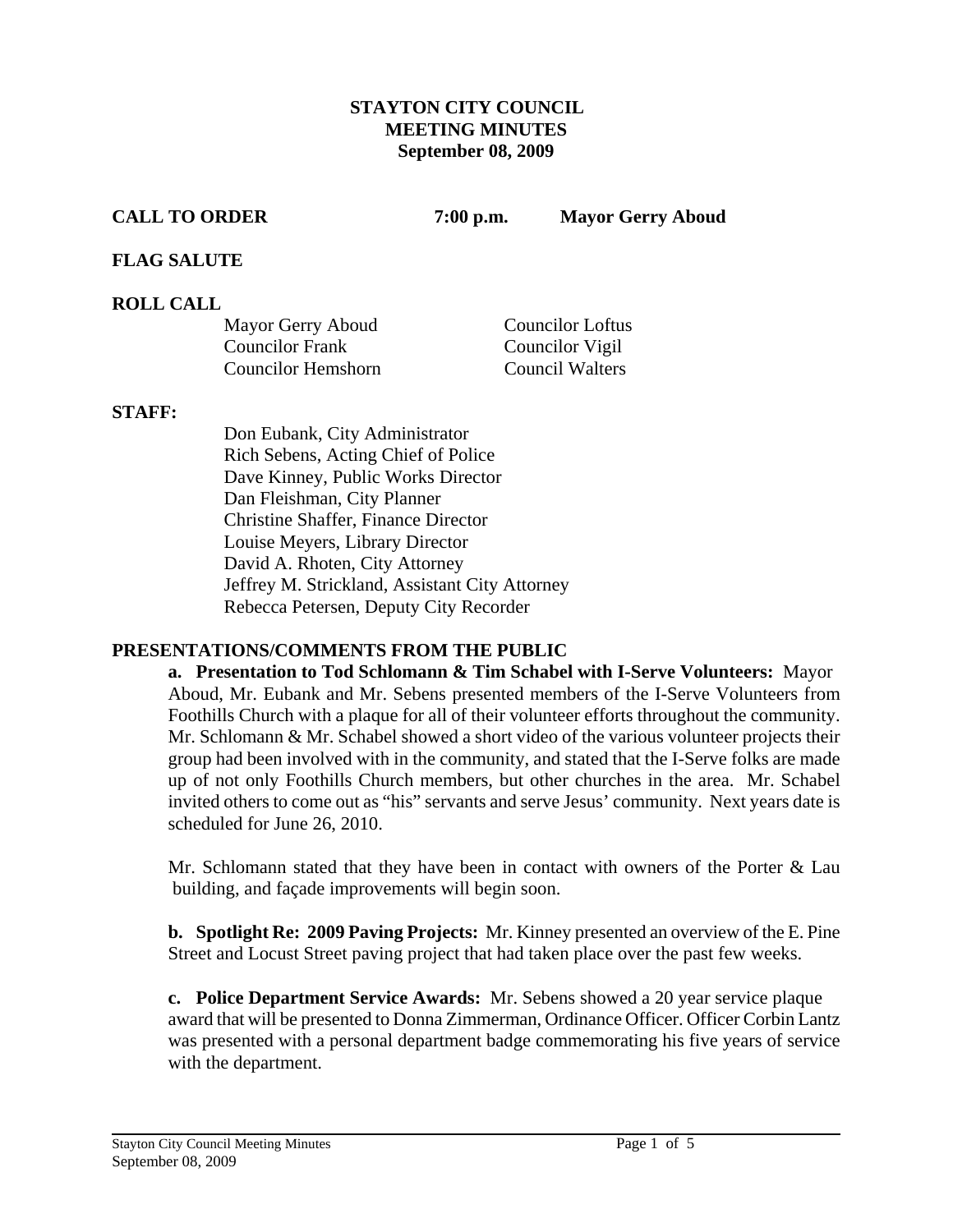**STAYTON CITY COUNCIL**
**MEETING MINUTES**
**September 08, 2009**

**CALL TO ORDER** **7:00 p.m.** **Mayor Gerry Aboud**

**FLAG SALUTE**

**ROLL CALL**

Mayor Gerry Aboud
Councilor Frank
Councilor Hemshorn
Councilor Loftus
Councilor Vigil
Council Walters

**STAFF:**

Don Eubank, City Administrator
Rich Sebens, Acting Chief of Police
Dave Kinney, Public Works Director
Dan Fleishman, City Planner
Christine Shaffer, Finance Director
Louise Meyers, Library Director
David A. Rhoten, City Attorney
Jeffrey M. Strickland, Assistant City Attorney
Rebecca Petersen, Deputy City Recorder

**PRESENTATIONS/COMMENTS FROM THE PUBLIC**

**a. Presentation to Tod Schlomann & Tim Schabel with I-Serve Volunteers:** Mayor Aboud, Mr. Eubank and Mr. Sebens presented members of the I-Serve Volunteers from Foothills Church with a plaque for all of their volunteer efforts throughout the community. Mr. Schlomann & Mr. Schabel showed a short video of the various volunteer projects their group had been involved with in the community, and stated that the I-Serve folks are made up of not only Foothills Church members, but other churches in the area. Mr. Schabel invited others to come out as "his" servants and serve Jesus' community. Next years date is scheduled for June 26, 2010.

Mr. Schlomann stated that they have been in contact with owners of the Porter & Lau building, and façade improvements will begin soon.

**b. Spotlight Re: 2009 Paving Projects:** Mr. Kinney presented an overview of the E. Pine Street and Locust Street paving project that had taken place over the past few weeks.

**c. Police Department Service Awards:** Mr. Sebens showed a 20 year service plaque award that will be presented to Donna Zimmerman, Ordinance Officer. Officer Corbin Lantz was presented with a personal department badge commemorating his five years of service with the department.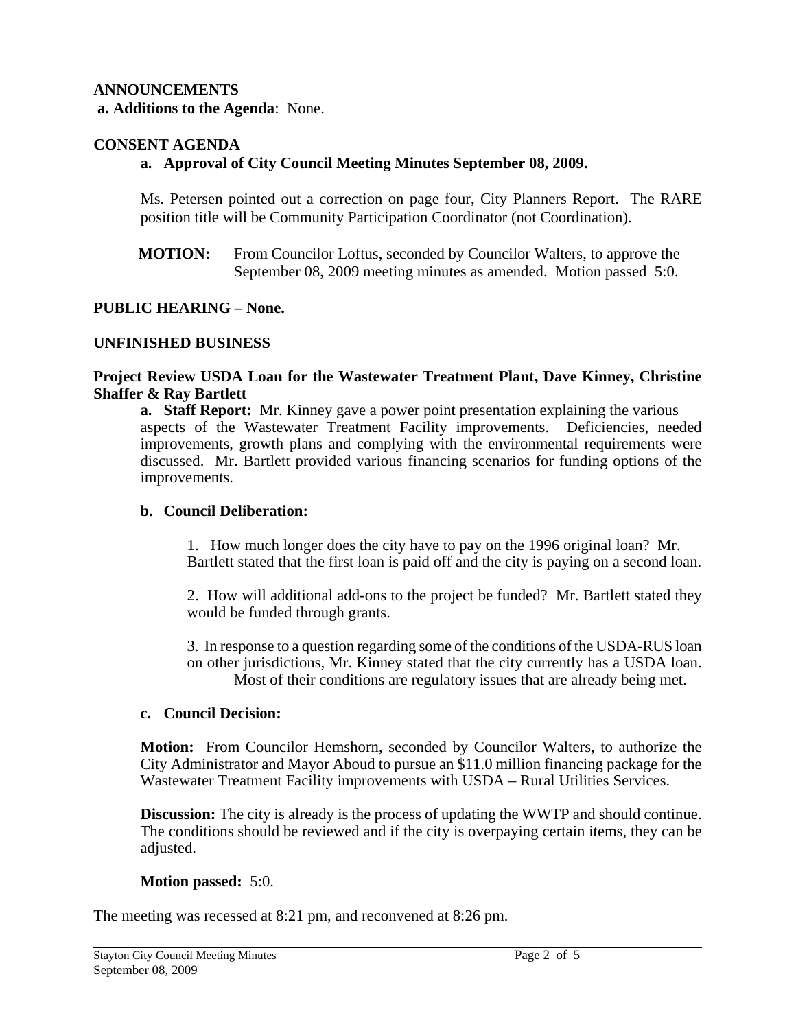**ANNOUNCEMENTS**

**a. Additions to the Agenda**: None.

**CONSENT AGENDA**

**a. Approval of City Council Meeting Minutes September 08, 2009.**

Ms. Petersen pointed out a correction on page four, City Planners Report. The RARE position title will be Community Participation Coordinator (not Coordination).

**MOTION:** From Councilor Loftus, seconded by Councilor Walters, to approve the September 08, 2009 meeting minutes as amended. Motion passed 5:0.

**PUBLIC HEARING – None.**

**UNFINISHED BUSINESS**

**Project Review USDA Loan for the Wastewater Treatment Plant, Dave Kinney, Christine Shaffer & Ray Bartlett**

**a. Staff Report:** Mr. Kinney gave a power point presentation explaining the various aspects of the Wastewater Treatment Facility improvements. Deficiencies, needed improvements, growth plans and complying with the environmental requirements were discussed. Mr. Bartlett provided various financing scenarios for funding options of the improvements.

**b. Council Deliberation:**

1. How much longer does the city have to pay on the 1996 original loan? Mr. Bartlett stated that the first loan is paid off and the city is paying on a second loan.

2. How will additional add-ons to the project be funded? Mr. Bartlett stated they would be funded through grants.

3. In response to a question regarding some of the conditions of the USDA-RUS loan on other jurisdictions, Mr. Kinney stated that the city currently has a USDA loan. Most of their conditions are regulatory issues that are already being met.

**c. Council Decision:**

**Motion:** From Councilor Hemshorn, seconded by Councilor Walters, to authorize the City Administrator and Mayor Aboud to pursue an $11.0 million financing package for the Wastewater Treatment Facility improvements with USDA – Rural Utilities Services.

**Discussion:** The city is already is the process of updating the WWTP and should continue. The conditions should be reviewed and if the city is overpaying certain items, they can be adjusted.

**Motion passed:** 5:0.

The meeting was recessed at 8:21 pm, and reconvened at 8:26 pm.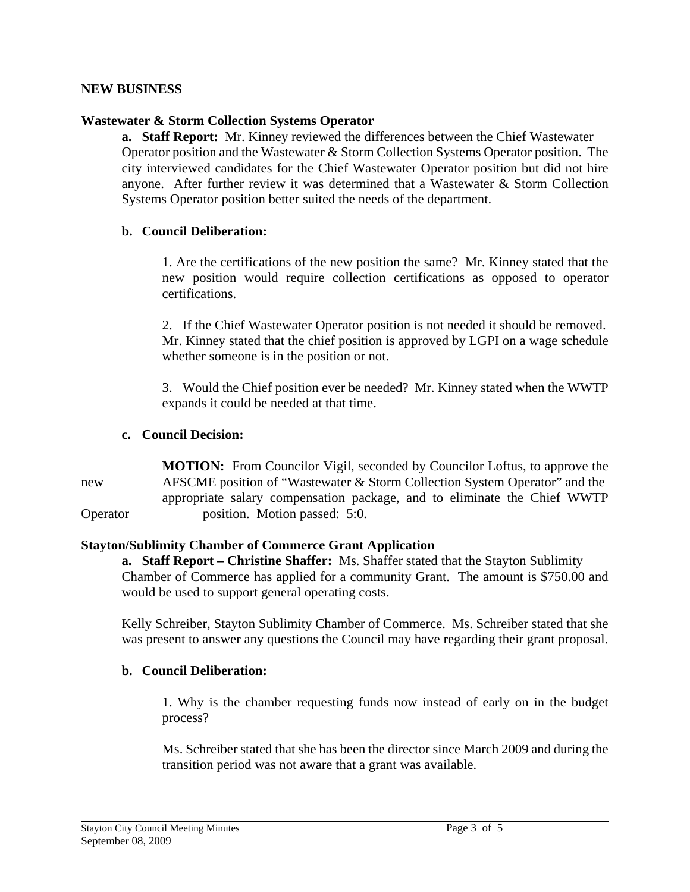**NEW BUSINESS**

**Wastewater & Storm Collection Systems Operator**

**a. Staff Report:** Mr. Kinney reviewed the differences between the Chief Wastewater Operator position and the Wastewater & Storm Collection Systems Operator position. The city interviewed candidates for the Chief Wastewater Operator position but did not hire anyone. After further review it was determined that a Wastewater & Storm Collection Systems Operator position better suited the needs of the department.

**b. Council Deliberation:**

1. Are the certifications of the new position the same? Mr. Kinney stated that the new position would require collection certifications as opposed to operator certifications.

2. If the Chief Wastewater Operator position is not needed it should be removed. Mr. Kinney stated that the chief position is approved by LGPI on a wage schedule whether someone is in the position or not.

3. Would the Chief position ever be needed? Mr. Kinney stated when the WWTP expands it could be needed at that time.

**c. Council Decision:**

**MOTION:** From Councilor Vigil, seconded by Councilor Loftus, to approve the new AFSCME position of "Wastewater & Storm Collection System Operator" and the appropriate salary compensation package, and to eliminate the Chief WWTP Operator position. Motion passed: 5:0.

**Stayton/Sublimity Chamber of Commerce Grant Application**

**a. Staff Report – Christine Shaffer:** Ms. Shaffer stated that the Stayton Sublimity Chamber of Commerce has applied for a community Grant. The amount is $750.00 and would be used to support general operating costs.

Kelly Schreiber, Stayton Sublimity Chamber of Commerce. Ms. Schreiber stated that she was present to answer any questions the Council may have regarding their grant proposal.

**b. Council Deliberation:**

1. Why is the chamber requesting funds now instead of early on in the budget process?

Ms. Schreiber stated that she has been the director since March 2009 and during the transition period was not aware that a grant was available.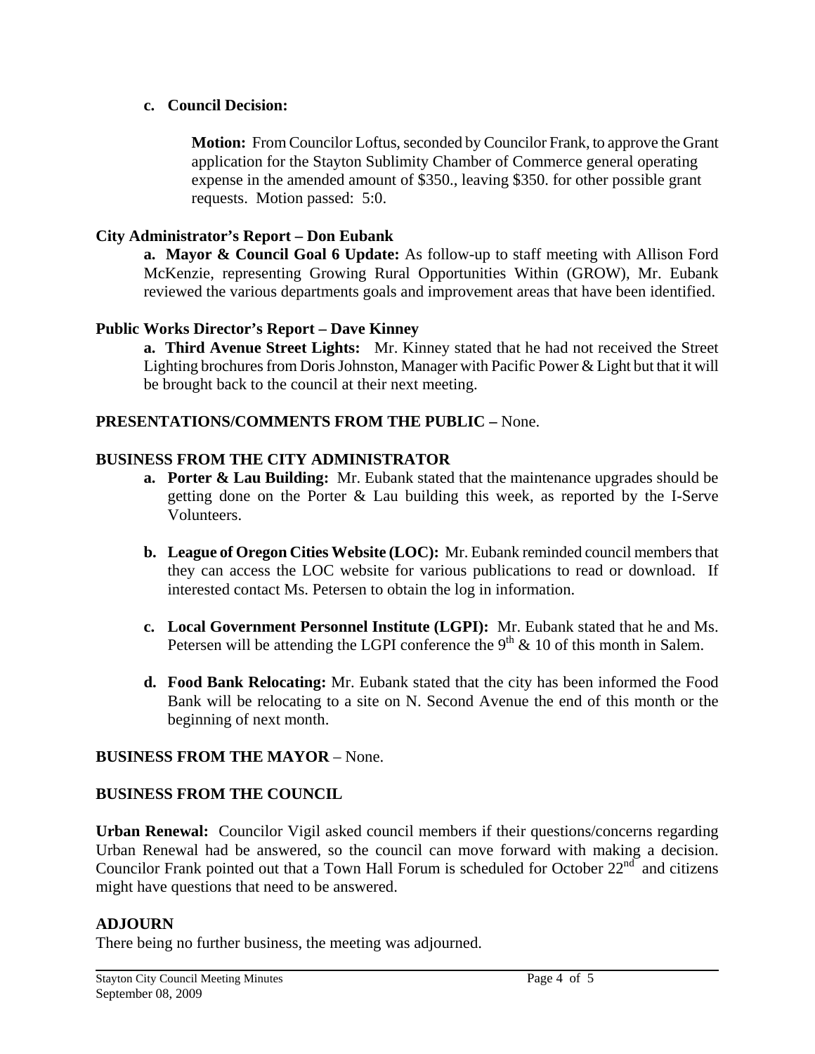**c. Council Decision:**

**Motion:** From Councilor Loftus, seconded by Councilor Frank, to approve the Grant application for the Stayton Sublimity Chamber of Commerce general operating expense in the amended amount of $350., leaving $350. for other possible grant requests. Motion passed: 5:0.

**City Administrator's Report – Don Eubank**

**a. Mayor & Council Goal 6 Update:** As follow-up to staff meeting with Allison Ford McKenzie, representing Growing Rural Opportunities Within (GROW), Mr. Eubank reviewed the various departments goals and improvement areas that have been identified.

**Public Works Director's Report – Dave Kinney**

**a. Third Avenue Street Lights:** Mr. Kinney stated that he had not received the Street Lighting brochures from Doris Johnston, Manager with Pacific Power & Light but that it will be brought back to the council at their next meeting.

**PRESENTATIONS/COMMENTS FROM THE PUBLIC –** None.

**BUSINESS FROM THE CITY ADMINISTRATOR**

**a. Porter & Lau Building:** Mr. Eubank stated that the maintenance upgrades should be getting done on the Porter & Lau building this week, as reported by the I-Serve Volunteers.

**b. League of Oregon Cities Website (LOC):** Mr. Eubank reminded council members that they can access the LOC website for various publications to read or download. If interested contact Ms. Petersen to obtain the log in information.

**c. Local Government Personnel Institute (LGPI):** Mr. Eubank stated that he and Ms. Petersen will be attending the LGPI conference the 9th & 10 of this month in Salem.

**d. Food Bank Relocating:** Mr. Eubank stated that the city has been informed the Food Bank will be relocating to a site on N. Second Avenue the end of this month or the beginning of next month.

**BUSINESS FROM THE MAYOR** – None.

**BUSINESS FROM THE COUNCIL**

**Urban Renewal:** Councilor Vigil asked council members if their questions/concerns regarding Urban Renewal had be answered, so the council can move forward with making a decision. Councilor Frank pointed out that a Town Hall Forum is scheduled for October 22nd and citizens might have questions that need to be answered.

**ADJOURN**

There being no further business, the meeting was adjourned.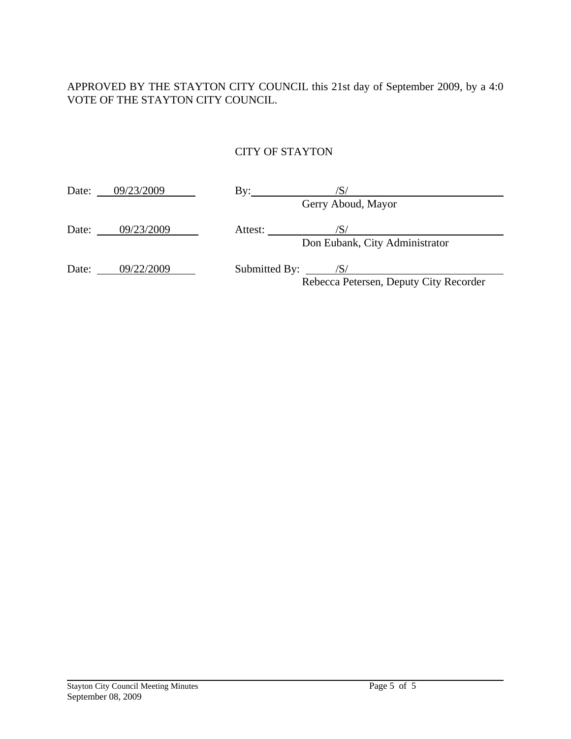APPROVED BY THE STAYTON CITY COUNCIL this 21st day of September 2009, by a 4:0 VOTE OF THE STAYTON CITY COUNCIL.

CITY OF STAYTON

Date: 09/23/2009 By: /S/
Gerry Aboud, Mayor

Date: 09/23/2009 Attest: /S/
Don Eubank, City Administrator

Date: 09/22/2009 Submitted By: /S/
Rebecca Petersen, Deputy City Recorder